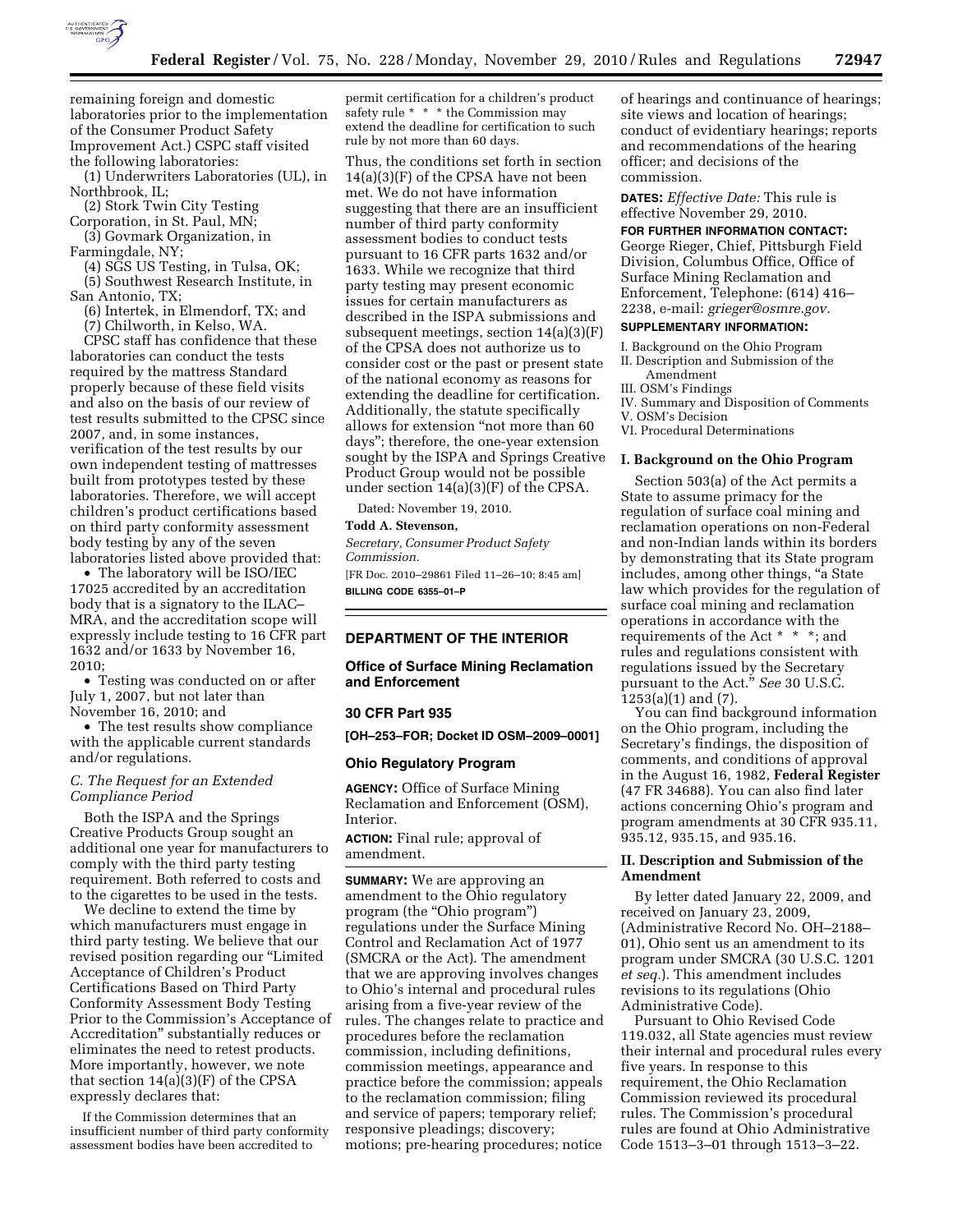remaining foreign and domestic laboratories prior to the implementation of the Consumer Product Safety Improvement Act.) CSPC staff visited the following laboratories:

(1) Underwriters Laboratories (UL), in Northbrook, IL;

(2) Stork Twin City Testing Corporation, in St. Paul, MN;

(3) Govmark Organization, in Farmingdale, NY;

(4) SGS US Testing, in Tulsa, OK;

(5) Southwest Research Institute, in San Antonio, TX;

(6) Intertek, in Elmendorf, TX; and

(7) Chilworth, in Kelso, WA.

CPSC staff has confidence that these laboratories can conduct the tests required by the mattress Standard properly because of these field visits and also on the basis of our review of test results submitted to the CPSC since 2007, and, in some instances, verification of the test results by our own independent testing of mattresses built from prototypes tested by these laboratories. Therefore, we will accept children's product certifications based on third party conformity assessment body testing by any of the seven laboratories listed above provided that:

- The laboratory will be ISO/IEC 17025 accredited by an accreditation body that is a signatory to the ILAC–MRA, and the accreditation scope will expressly include testing to 16 CFR part 1632 and/or 1633 by November 16, 2010;
- Testing was conducted on or after July 1, 2007, but not later than November 16, 2010; and
- The test results show compliance with the applicable current standards and/or regulations.

### *C. The Request for an Extended Compliance Period*

Both the ISPA and the Springs Creative Products Group sought an additional one year for manufacturers to comply with the third party testing requirement. Both referred to costs and to the cigarettes to be used in the tests.

We decline to extend the time by which manufacturers must engage in third party testing. We believe that our revised position regarding our "Limited Acceptance of Children's Product Certifications Based on Third Party Conformity Assessment Body Testing Prior to the Commission's Acceptance of Accreditation" substantially reduces or eliminates the need to retest products. More importantly, however, we note that section 14(a)(3)(F) of the CPSA expressly declares that:

If the Commission determines that an insufficient number of third party conformity assessment bodies have been accredited to permit certification for a children's product safety rule * * * the Commission may extend the deadline for certification to such rule by not more than 60 days.

Thus, the conditions set forth in section 14(a)(3)(F) of the CPSA have not been met. We do not have information suggesting that there are an insufficient number of third party conformity assessment bodies to conduct tests pursuant to 16 CFR parts 1632 and/or 1633. While we recognize that third party testing may present economic issues for certain manufacturers as described in the ISPA submissions and subsequent meetings, section 14(a)(3)(F) of the CPSA does not authorize us to consider cost or the past or present state of the national economy as reasons for extending the deadline for certification. Additionally, the statute specifically allows for extension "not more than 60 days"; therefore, the one-year extension sought by the ISPA and Springs Creative Product Group would not be possible under section 14(a)(3)(F) of the CPSA.

Dated: November 19, 2010.

**Todd A. Stevenson,**

*Secretary, Consumer Product Safety Commission.*

[FR Doc. 2010–29861 Filed 11–26–10; 8:45 am]

**BILLING CODE 6355–01–P**

---

## DEPARTMENT OF THE INTERIOR

## Office of Surface Mining Reclamation and Enforcement

## 30 CFR Part 935

**[OH–253–FOR; Docket ID OSM–2009–0001]**

## Ohio Regulatory Program

**AGENCY:** Office of Surface Mining Reclamation and Enforcement (OSM), Interior.

**ACTION:** Final rule; approval of amendment.

**SUMMARY:** We are approving an amendment to the Ohio regulatory program (the "Ohio program") regulations under the Surface Mining Control and Reclamation Act of 1977 (SMCRA or the Act). The amendment that we are approving involves changes to Ohio's internal and procedural rules arising from a five-year review of the rules. The changes relate to practice and procedures before the reclamation commission, including definitions, commission meetings, appearance and practice before the commission; appeals to the reclamation commission; filing and service of papers; temporary relief; responsive pleadings; discovery; motions; pre-hearing procedures; notice of hearings and continuance of hearings; site views and location of hearings; conduct of evidentiary hearings; reports and recommendations of the hearing officer; and decisions of the commission.

**DATES:** *Effective Date:* This rule is effective November 29, 2010.

**FOR FURTHER INFORMATION CONTACT:** George Rieger, Chief, Pittsburgh Field Division, Columbus Office, Office of Surface Mining Reclamation and Enforcement, Telephone: (614) 416–2238, e-mail: *grieger@osmre.gov.*

**SUPPLEMENTARY INFORMATION:**

I. Background on the Ohio Program
II. Description and Submission of the Amendment
III. OSM's Findings
IV. Summary and Disposition of Comments
V. OSM's Decision
VI. Procedural Determinations

### I. Background on the Ohio Program

Section 503(a) of the Act permits a State to assume primacy for the regulation of surface coal mining and reclamation operations on non-Federal and non-Indian lands within its borders by demonstrating that its State program includes, among other things, "a State law which provides for the regulation of surface coal mining and reclamation operations in accordance with the requirements of the Act * * *; and rules and regulations consistent with regulations issued by the Secretary pursuant to the Act." *See* 30 U.S.C. 1253(a)(1) and (7).

You can find background information on the Ohio program, including the Secretary's findings, the disposition of comments, and conditions of approval in the August 16, 1982, **Federal Register** (47 FR 34688). You can also find later actions concerning Ohio's program and program amendments at 30 CFR 935.11, 935.12, 935.15, and 935.16.

### II. Description and Submission of the Amendment

By letter dated January 22, 2009, and received on January 23, 2009, (Administrative Record No. OH–2188–01), Ohio sent us an amendment to its program under SMCRA (30 U.S.C. 1201 *et seq.*). This amendment includes revisions to its regulations (Ohio Administrative Code).

Pursuant to Ohio Revised Code 119.032, all State agencies must review their internal and procedural rules every five years. In response to this requirement, the Ohio Reclamation Commission reviewed its procedural rules. The Commission's procedural rules are found at Ohio Administrative Code 1513–3–01 through 1513–3–22.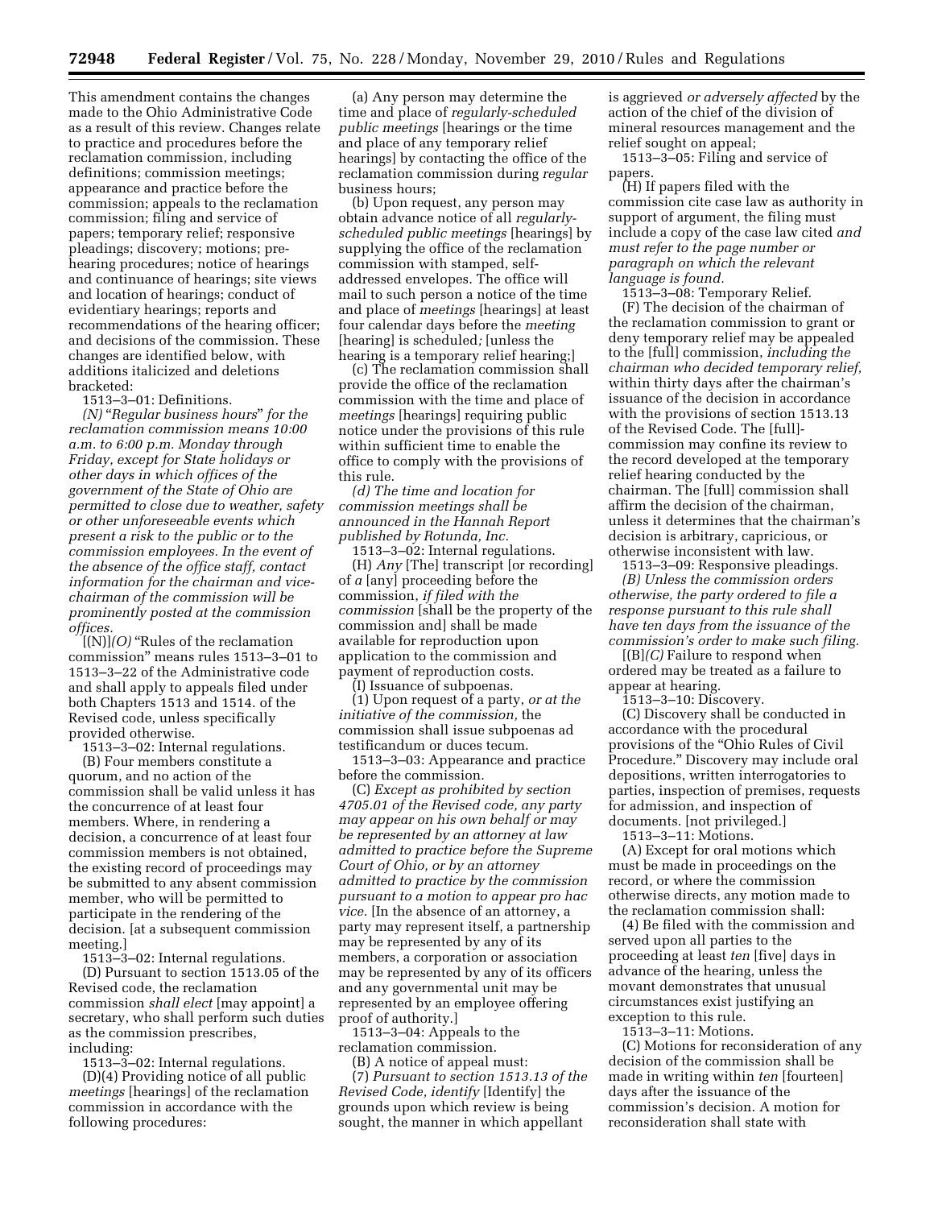This amendment contains the changes made to the Ohio Administrative Code as a result of this review. Changes relate to practice and procedures before the reclamation commission, including definitions; commission meetings; appearance and practice before the commission; appeals to the reclamation commission; filing and service of papers; temporary relief; responsive pleadings; discovery; motions; pre-hearing procedures; notice of hearings and continuance of hearings; site views and location of hearings; conduct of evidentiary hearings; reports and recommendations of the hearing officer; and decisions of the commission. These changes are identified below, with additions italicized and deletions bracketed:

1513–3–01: Definitions.

*(N)* "*Regular business hours*" *for the reclamation commission means 10:00 a.m. to 6:00 p.m. Monday through Friday, except for State holidays or other days in which offices of the government of the State of Ohio are permitted to close due to weather, safety or other unforeseeable events which present a risk to the public or to the commission employees. In the event of the absence of the office staff, contact information for the chairman and vice-chairman of the commission will be prominently posted at the commission offices.*

[(N)]*(O)* "Rules of the reclamation commission" means rules 1513–3–01 to 1513–3–22 of the Administrative code and shall apply to appeals filed under both Chapters 1513 and 1514. of the Revised code, unless specifically provided otherwise.

1513–3–02: Internal regulations.

(B) Four members constitute a quorum, and no action of the commission shall be valid unless it has the concurrence of at least four members. Where, in rendering a decision, a concurrence of at least four commission members is not obtained, the existing record of proceedings may be submitted to any absent commission member, who will be permitted to participate in the rendering of the decision. [at a subsequent commission meeting.]

1513–3–02: Internal regulations.

(D) Pursuant to section 1513.05 of the Revised code, the reclamation commission *shall elect* [may appoint] a secretary, who shall perform such duties as the commission prescribes, including:

1513–3–02: Internal regulations.

(D)(4) Providing notice of all public *meetings* [hearings] of the reclamation commission in accordance with the following procedures:

(a) Any person may determine the time and place of *regularly-scheduled public meetings* [hearings or the time and place of any temporary relief hearings] by contacting the office of the reclamation commission during *regular* business hours;

(b) Upon request, any person may obtain advance notice of all *regularly-scheduled public meetings* [hearings] by supplying the office of the reclamation commission with stamped, self-addressed envelopes. The office will mail to such person a notice of the time and place of *meetings* [hearings] at least four calendar days before the *meeting* [hearing] is scheduled*;* [unless the hearing is a temporary relief hearing;]

(c) The reclamation commission shall provide the office of the reclamation commission with the time and place of *meetings* [hearings] requiring public notice under the provisions of this rule within sufficient time to enable the office to comply with the provisions of this rule.

*(d) The time and location for commission meetings shall be announced in the Hannah Report published by Rotunda, Inc.*

1513–3–02: Internal regulations.

(H) *Any* [The] transcript [or recording] of *a* [any] proceeding before the commission, *if filed with the commission* [shall be the property of the commission and] shall be made available for reproduction upon application to the commission and payment of reproduction costs.

(I) Issuance of subpoenas.

(1) Upon request of a party, *or at the initiative of the commission,* the commission shall issue subpoenas ad testificandum or duces tecum.

1513–3–03: Appearance and practice before the commission.

(C) *Except as prohibited by section 4705.01 of the Revised code, any party may appear on his own behalf or may be represented by an attorney at law admitted to practice before the Supreme Court of Ohio, or by an attorney admitted to practice by the commission pursuant to a motion to appear pro hac vice.* [In the absence of an attorney, a party may represent itself, a partnership may be represented by any of its members, a corporation or association may be represented by any of its officers and any governmental unit may be represented by an employee offering proof of authority.]

1513–3–04: Appeals to the reclamation commission.

(B) A notice of appeal must:

(7) *Pursuant to section 1513.13 of the Revised Code, identify* [Identify] the grounds upon which review is being sought, the manner in which appellant is aggrieved *or adversely affected* by the action of the chief of the division of mineral resources management and the relief sought on appeal;

1513–3–05: Filing and service of papers.

(H) If papers filed with the commission cite case law as authority in support of argument, the filing must include a copy of the case law cited *and must refer to the page number or paragraph on which the relevant language is found.*

1513–3–08: Temporary Relief.

(F) The decision of the chairman of the reclamation commission to grant or deny temporary relief may be appealed to the [full] commission, *including the chairman who decided temporary relief,* within thirty days after the chairman's issuance of the decision in accordance with the provisions of section 1513.13 of the Revised Code. The [full]-commission may confine its review to the record developed at the temporary relief hearing conducted by the chairman. The [full] commission shall affirm the decision of the chairman, unless it determines that the chairman's decision is arbitrary, capricious, or otherwise inconsistent with law.

1513–3–09: Responsive pleadings.

*(B) Unless the commission orders otherwise, the party ordered to file a response pursuant to this rule shall have ten days from the issuance of the commission's order to make such filing.*

[(B)]*(C)* Failure to respond when ordered may be treated as a failure to appear at hearing.

1513–3–10: Discovery.

(C) Discovery shall be conducted in accordance with the procedural provisions of the "Ohio Rules of Civil Procedure." Discovery may include oral depositions, written interrogatories to parties, inspection of premises, requests for admission, and inspection of documents. [not privileged.]

1513–3–11: Motions.

(A) Except for oral motions which must be made in proceedings on the record, or where the commission otherwise directs, any motion made to the reclamation commission shall:

(4) Be filed with the commission and served upon all parties to the proceeding at least *ten* [five] days in advance of the hearing, unless the movant demonstrates that unusual circumstances exist justifying an exception to this rule.

1513–3–11: Motions.

(C) Motions for reconsideration of any decision of the commission shall be made in writing within *ten* [fourteen] days after the issuance of the commission's decision. A motion for reconsideration shall state with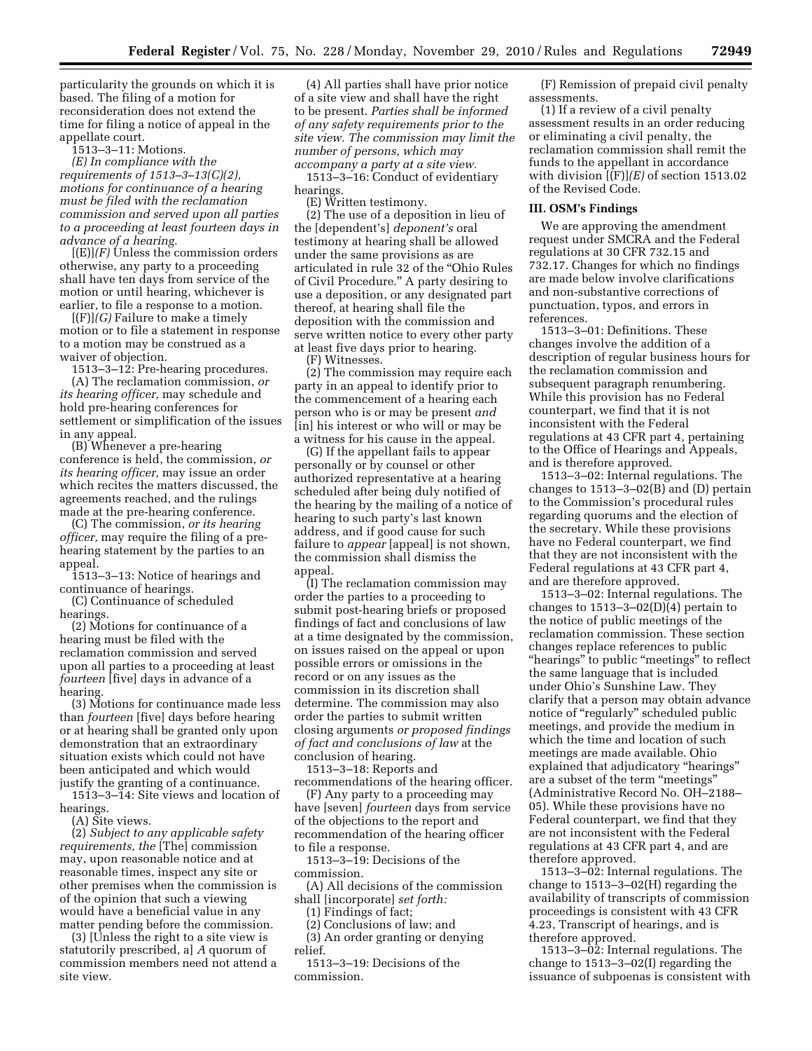particularity the grounds on which it is based. The filing of a motion for reconsideration does not extend the time for filing a notice of appeal in the appellate court.

1513–3–11: Motions.

*(E) In compliance with the requirements of 1513–3–13(C)(2), motions for continuance of a hearing must be filed with the reclamation commission and served upon all parties to a proceeding at least fourteen days in advance of a hearing.*

[(E)]*(F)* Unless the commission orders otherwise, any party to a proceeding shall have ten days from service of the motion or until hearing, whichever is earlier, to file a response to a motion.

[(F)]*(G)* Failure to make a timely motion or to file a statement in response to a motion may be construed as a waiver of objection.

1513–3–12: Pre-hearing procedures.

(A) The reclamation commission, *or its hearing officer,* may schedule and hold pre-hearing conferences for settlement or simplification of the issues in any appeal.

(B) Whenever a pre-hearing conference is held, the commission, *or its hearing officer,* may issue an order which recites the matters discussed, the agreements reached, and the rulings made at the pre-hearing conference.

(C) The commission, *or its hearing officer,* may require the filing of a pre-hearing statement by the parties to an appeal.

1513–3–13: Notice of hearings and continuance of hearings.

(C) Continuance of scheduled hearings.

(2) Motions for continuance of a hearing must be filed with the reclamation commission and served upon all parties to a proceeding at least *fourteen* [five] days in advance of a hearing.

(3) Motions for continuance made less than *fourteen* [five] days before hearing or at hearing shall be granted only upon demonstration that an extraordinary situation exists which could not have been anticipated and which would justify the granting of a continuance.

1513–3–14: Site views and location of hearings.

(A) Site views.

(2) *Subject to any applicable safety requirements, the* [The] commission may, upon reasonable notice and at reasonable times, inspect any site or other premises when the commission is of the opinion that such a viewing would have a beneficial value in any matter pending before the commission.

(3) [Unless the right to a site view is statutorily prescribed, a] *A* quorum of commission members need not attend a site view.

(4) All parties shall have prior notice of a site view and shall have the right to be present. *Parties shall be informed of any safety requirements prior to the site view. The commission may limit the number of persons, which may accompany a party at a site view.*

1513–3–16: Conduct of evidentiary hearings.

(E) Written testimony.

(2) The use of a deposition in lieu of the [dependent's] *deponent's* oral testimony at hearing shall be allowed under the same provisions as are articulated in rule 32 of the "Ohio Rules of Civil Procedure." A party desiring to use a deposition, or any designated part thereof, at hearing shall file the deposition with the commission and serve written notice to every other party at least five days prior to hearing.

(F) Witnesses.

(2) The commission may require each party in an appeal to identify prior to the commencement of a hearing each person who is or may be present *and* [in] his interest or who will or may be a witness for his cause in the appeal.

(G) If the appellant fails to appear personally or by counsel or other authorized representative at a hearing scheduled after being duly notified of the hearing by the mailing of a notice of hearing to such party's last known address, and if good cause for such failure to *appear* [appeal] is not shown, the commission shall dismiss the appeal.

(I) The reclamation commission may order the parties to a proceeding to submit post-hearing briefs or proposed findings of fact and conclusions of law at a time designated by the commission, on issues raised on the appeal or upon possible errors or omissions in the record or on any issues as the commission in its discretion shall determine. The commission may also order the parties to submit written closing arguments *or proposed findings of fact and conclusions of law* at the conclusion of hearing.

1513–3–18: Reports and recommendations of the hearing officer.

(F) Any party to a proceeding may have [seven] *fourteen* days from service of the objections to the report and recommendation of the hearing officer to file a response.

1513–3–19: Decisions of the commission.

(A) All decisions of the commission shall [incorporate] *set forth:*

(1) Findings of fact;

(2) Conclusions of law; and

(3) An order granting or denying relief.

1513–3–19: Decisions of the commission.

(F) Remission of prepaid civil penalty assessments.

(1) If a review of a civil penalty assessment results in an order reducing or eliminating a civil penalty, the reclamation commission shall remit the funds to the appellant in accordance with division [(F)]*(E)* of section 1513.02 of the Revised Code.

## III. OSM's Findings

We are approving the amendment request under SMCRA and the Federal regulations at 30 CFR 732.15 and 732.17. Changes for which no findings are made below involve clarifications and non-substantive corrections of punctuation, typos, and errors in references.

1513–3–01: Definitions. These changes involve the addition of a description of regular business hours for the reclamation commission and subsequent paragraph renumbering. While this provision has no Federal counterpart, we find that it is not inconsistent with the Federal regulations at 43 CFR part 4, pertaining to the Office of Hearings and Appeals, and is therefore approved.

1513–3–02: Internal regulations. The changes to 1513–3–02(B) and (D) pertain to the Commission's procedural rules regarding quorums and the election of the secretary. While these provisions have no Federal counterpart, we find that they are not inconsistent with the Federal regulations at 43 CFR part 4, and are therefore approved.

1513–3–02: Internal regulations. The changes to 1513–3–02(D)(4) pertain to the notice of public meetings of the reclamation commission. These section changes replace references to public "hearings" to public "meetings" to reflect the same language that is included under Ohio's Sunshine Law. They clarify that a person may obtain advance notice of "regularly" scheduled public meetings, and provide the medium in which the time and location of such meetings are made available. Ohio explained that adjudicatory "hearings" are a subset of the term "meetings" (Administrative Record No. OH–2188–05). While these provisions have no Federal counterpart, we find that they are not inconsistent with the Federal regulations at 43 CFR part 4, and are therefore approved.

1513–3–02: Internal regulations. The change to 1513–3–02(H) regarding the availability of transcripts of commission proceedings is consistent with 43 CFR 4.23, Transcript of hearings, and is therefore approved.

1513–3–02: Internal regulations. The change to 1513–3–02(I) regarding the issuance of subpoenas is consistent with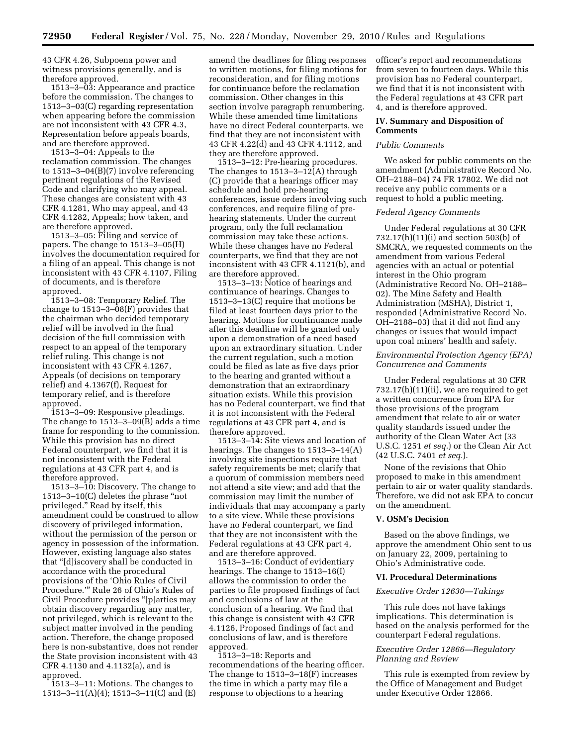43 CFR 4.26, Subpoena power and witness provisions generally, and is therefore approved.

1513–3–03: Appearance and practice before the commission. The changes to 1513–3–03(C) regarding representation when appearing before the commission are not inconsistent with 43 CFR 4.3, Representation before appeals boards, and are therefore approved.

1513–3–04: Appeals to the reclamation commission. The changes to 1513–3–04(B)(7) involve referencing pertinent regulations of the Revised Code and clarifying who may appeal. These changes are consistent with 43 CFR 4.1281, Who may appeal, and 43 CFR 4.1282, Appeals; how taken, and are therefore approved.

1513–3–05: Filing and service of papers. The change to 1513–3–05(H) involves the documentation required for a filing of an appeal. This change is not inconsistent with 43 CFR 4.1107, Filing of documents, and is therefore approved.

1513–3–08: Temporary Relief. The change to 1513–3–08(F) provides that the chairman who decided temporary relief will be involved in the final decision of the full commission with respect to an appeal of the temporary relief ruling. This change is not inconsistent with 43 CFR 4.1267, Appeals (of decisions on temporary relief) and 4.1367(f), Request for temporary relief, and is therefore approved.

1513–3–09: Responsive pleadings. The change to 1513–3–09(B) adds a time frame for responding to the commission. While this provision has no direct Federal counterpart, we find that it is not inconsistent with the Federal regulations at 43 CFR part 4, and is therefore approved.

1513–3–10: Discovery. The change to 1513–3–10(C) deletes the phrase "not privileged." Read by itself, this amendment could be construed to allow discovery of privileged information, without the permission of the person or agency in possession of the information. However, existing language also states that "[d]iscovery shall be conducted in accordance with the procedural provisions of the 'Ohio Rules of Civil Procedure.'" Rule 26 of Ohio's Rules of Civil Procedure provides "[p]arties may obtain discovery regarding any matter, not privileged, which is relevant to the subject matter involved in the pending action. Therefore, the change proposed here is non-substantive, does not render the State provision inconsistent with 43 CFR 4.1130 and 4.1132(a), and is approved.

1513–3–11: Motions. The changes to 1513–3–11(A)(4); 1513–3–11(C) and (E) amend the deadlines for filing responses to written motions, for filing motions for reconsideration, and for filing motions for continuance before the reclamation commission. Other changes in this section involve paragraph renumbering. While these amended time limitations have no direct Federal counterparts, we find that they are not inconsistent with 43 CFR 4.22(d) and 43 CFR 4.1112, and they are therefore approved.

1513–3–12: Pre-hearing procedures. The changes to 1513–3–12(A) through (C) provide that a hearings officer may schedule and hold pre-hearing conferences, issue orders involving such conferences, and require filing of pre-hearing statements. Under the current program, only the full reclamation commission may take these actions. While these changes have no Federal counterparts, we find that they are not inconsistent with 43 CFR 4.1121(b), and are therefore approved.

1513–3–13: Notice of hearings and continuance of hearings. Changes to 1513–3–13(C) require that motions be filed at least fourteen days prior to the hearing. Motions for continuance made after this deadline will be granted only upon a demonstration of a need based upon an extraordinary situation. Under the current regulation, such a motion could be filed as late as five days prior to the hearing and granted without a demonstration that an extraordinary situation exists. While this provision has no Federal counterpart, we find that it is not inconsistent with the Federal regulations at 43 CFR part 4, and is therefore approved.

1513–3–14: Site views and location of hearings. The changes to 1513–3–14(A) involving site inspections require that safety requirements be met; clarify that a quorum of commission members need not attend a site view; and add that the commission may limit the number of individuals that may accompany a party to a site view. While these provisions have no Federal counterpart, we find that they are not inconsistent with the Federal regulations at 43 CFR part 4, and are therefore approved.

1513–3–16: Conduct of evidentiary hearings. The change to 1513–16(I) allows the commission to order the parties to file proposed findings of fact and conclusions of law at the conclusion of a hearing. We find that this change is consistent with 43 CFR 4.1126, Proposed findings of fact and conclusions of law, and is therefore approved.

1513–3–18: Reports and recommendations of the hearing officer. The change to 1513–3–18(F) increases the time in which a party may file a response to objections to a hearing officer's report and recommendations from seven to fourteen days. While this provision has no Federal counterpart, we find that it is not inconsistent with the Federal regulations at 43 CFR part 4, and is therefore approved.

## IV. Summary and Disposition of Comments

*Public Comments*

We asked for public comments on the amendment (Administrative Record No. OH–2188–04) 74 FR 17802. We did not receive any public comments or a request to hold a public meeting.

*Federal Agency Comments*

Under Federal regulations at 30 CFR 732.17(h)(11)(i) and section 503(b) of SMCRA, we requested comments on the amendment from various Federal agencies with an actual or potential interest in the Ohio program (Administrative Record No. OH–2188–02). The Mine Safety and Health Administration (MSHA), District 1, responded (Administrative Record No. OH–2188–03) that it did not find any changes or issues that would impact upon coal miners' health and safety.

*Environmental Protection Agency (EPA) Concurrence and Comments*

Under Federal regulations at 30 CFR 732.17(h)(11)(ii), we are required to get a written concurrence from EPA for those provisions of the program amendment that relate to air or water quality standards issued under the authority of the Clean Water Act (33 U.S.C. 1251 *et seq.*) or the Clean Air Act (42 U.S.C. 7401 *et seq.*).

None of the revisions that Ohio proposed to make in this amendment pertain to air or water quality standards. Therefore, we did not ask EPA to concur on the amendment.

## V. OSM's Decision

Based on the above findings, we approve the amendment Ohio sent to us on January 22, 2009, pertaining to Ohio's Administrative code.

## VI. Procedural Determinations

*Executive Order 12630—Takings*

This rule does not have takings implications. This determination is based on the analysis performed for the counterpart Federal regulations.

*Executive Order 12866—Regulatory Planning and Review*

This rule is exempted from review by the Office of Management and Budget under Executive Order 12866.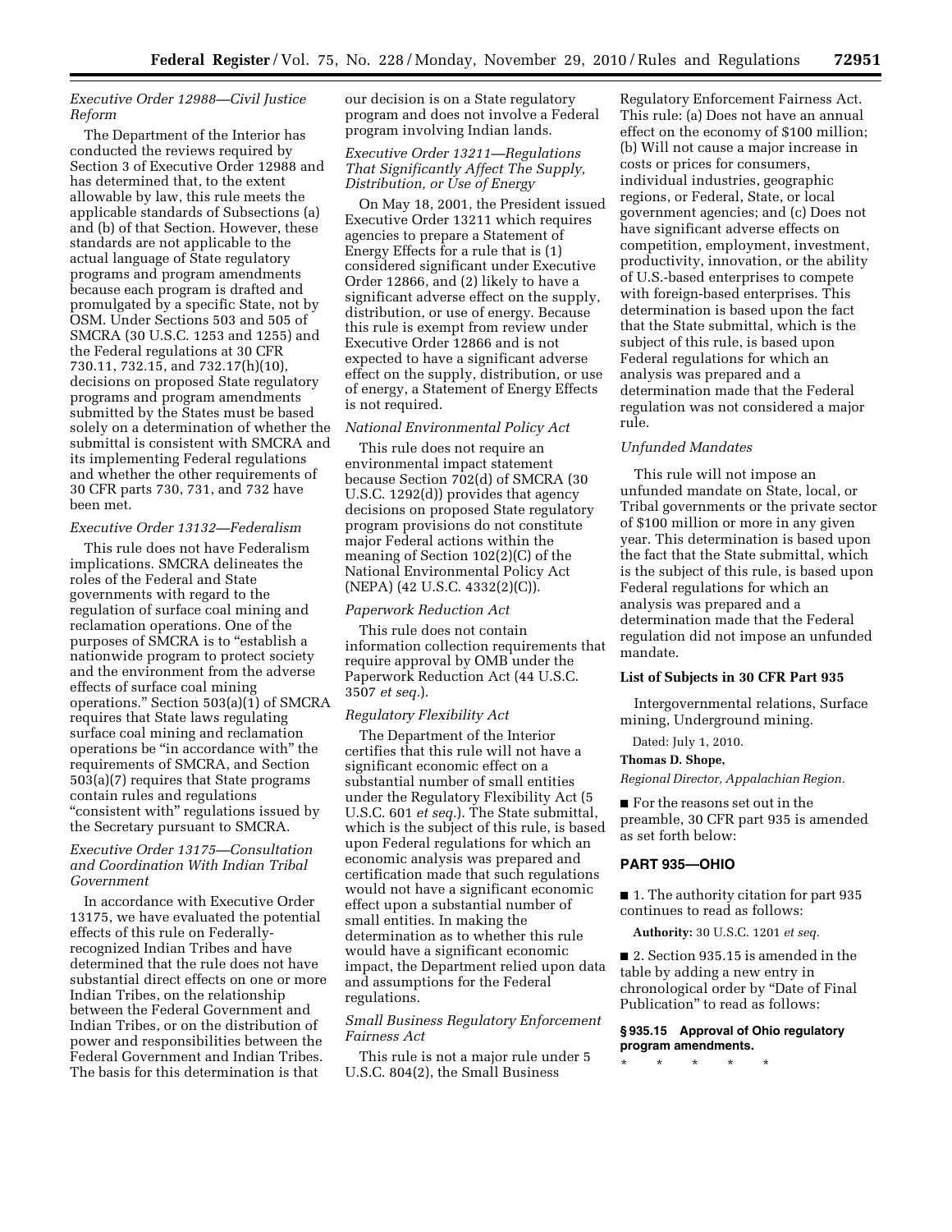*Executive Order 12988—Civil Justice Reform*

The Department of the Interior has conducted the reviews required by Section 3 of Executive Order 12988 and has determined that, to the extent allowable by law, this rule meets the applicable standards of Subsections (a) and (b) of that Section. However, these standards are not applicable to the actual language of State regulatory programs and program amendments because each program is drafted and promulgated by a specific State, not by OSM. Under Sections 503 and 505 of SMCRA (30 U.S.C. 1253 and 1255) and the Federal regulations at 30 CFR 730.11, 732.15, and 732.17(h)(10), decisions on proposed State regulatory programs and program amendments submitted by the States must be based solely on a determination of whether the submittal is consistent with SMCRA and its implementing Federal regulations and whether the other requirements of 30 CFR parts 730, 731, and 732 have been met.

*Executive Order 13132—Federalism*

This rule does not have Federalism implications. SMCRA delineates the roles of the Federal and State governments with regard to the regulation of surface coal mining and reclamation operations. One of the purposes of SMCRA is to "establish a nationwide program to protect society and the environment from the adverse effects of surface coal mining operations." Section 503(a)(1) of SMCRA requires that State laws regulating surface coal mining and reclamation operations be "in accordance with" the requirements of SMCRA, and Section 503(a)(7) requires that State programs contain rules and regulations "consistent with" regulations issued by the Secretary pursuant to SMCRA.

*Executive Order 13175—Consultation and Coordination With Indian Tribal Government*

In accordance with Executive Order 13175, we have evaluated the potential effects of this rule on Federally-recognized Indian Tribes and have determined that the rule does not have substantial direct effects on one or more Indian Tribes, on the relationship between the Federal Government and Indian Tribes, or on the distribution of power and responsibilities between the Federal Government and Indian Tribes. The basis for this determination is that our decision is on a State regulatory program and does not involve a Federal program involving Indian lands.

*Executive Order 13211—Regulations That Significantly Affect The Supply, Distribution, or Use of Energy*

On May 18, 2001, the President issued Executive Order 13211 which requires agencies to prepare a Statement of Energy Effects for a rule that is (1) considered significant under Executive Order 12866, and (2) likely to have a significant adverse effect on the supply, distribution, or use of energy. Because this rule is exempt from review under Executive Order 12866 and is not expected to have a significant adverse effect on the supply, distribution, or use of energy, a Statement of Energy Effects is not required.

*National Environmental Policy Act*

This rule does not require an environmental impact statement because Section 702(d) of SMCRA (30 U.S.C. 1292(d)) provides that agency decisions on proposed State regulatory program provisions do not constitute major Federal actions within the meaning of Section 102(2)(C) of the National Environmental Policy Act (NEPA) (42 U.S.C. 4332(2)(C)).

*Paperwork Reduction Act*

This rule does not contain information collection requirements that require approval by OMB under the Paperwork Reduction Act (44 U.S.C. 3507 *et seq.*).

*Regulatory Flexibility Act*

The Department of the Interior certifies that this rule will not have a significant economic effect on a substantial number of small entities under the Regulatory Flexibility Act (5 U.S.C. 601 *et seq.*). The State submittal, which is the subject of this rule, is based upon Federal regulations for which an economic analysis was prepared and certification made that such regulations would not have a significant economic effect upon a substantial number of small entities. In making the determination as to whether this rule would have a significant economic impact, the Department relied upon data and assumptions for the Federal regulations.

*Small Business Regulatory Enforcement Fairness Act*

This rule is not a major rule under 5 U.S.C. 804(2), the Small Business Regulatory Enforcement Fairness Act. This rule: (a) Does not have an annual effect on the economy of $100 million; (b) Will not cause a major increase in costs or prices for consumers, individual industries, geographic regions, or Federal, State, or local government agencies; and (c) Does not have significant adverse effects on competition, employment, investment, productivity, innovation, or the ability of U.S.-based enterprises to compete with foreign-based enterprises. This determination is based upon the fact that the State submittal, which is the subject of this rule, is based upon Federal regulations for which an analysis was prepared and a determination made that the Federal regulation was not considered a major rule.

*Unfunded Mandates*

This rule will not impose an unfunded mandate on State, local, or Tribal governments or the private sector of $100 million or more in any given year. This determination is based upon the fact that the State submittal, which is the subject of this rule, is based upon Federal regulations for which an analysis was prepared and a determination made that the Federal regulation did not impose an unfunded mandate.

**List of Subjects in 30 CFR Part 935**

Intergovernmental relations, Surface mining, Underground mining.

Dated: July 1, 2010.

**Thomas D. Shope,**

*Regional Director, Appalachian Region.*

■ For the reasons set out in the preamble, 30 CFR part 935 is amended as set forth below:

**PART 935—OHIO**

■ 1. The authority citation for part 935 continues to read as follows:

**Authority:** 30 U.S.C. 1201 *et seq.*

■ 2. Section 935.15 is amended in the table by adding a new entry in chronological order by "Date of Final Publication" to read as follows:

**§ 935.15 Approval of Ohio regulatory program amendments.**

\* \* \* \* \*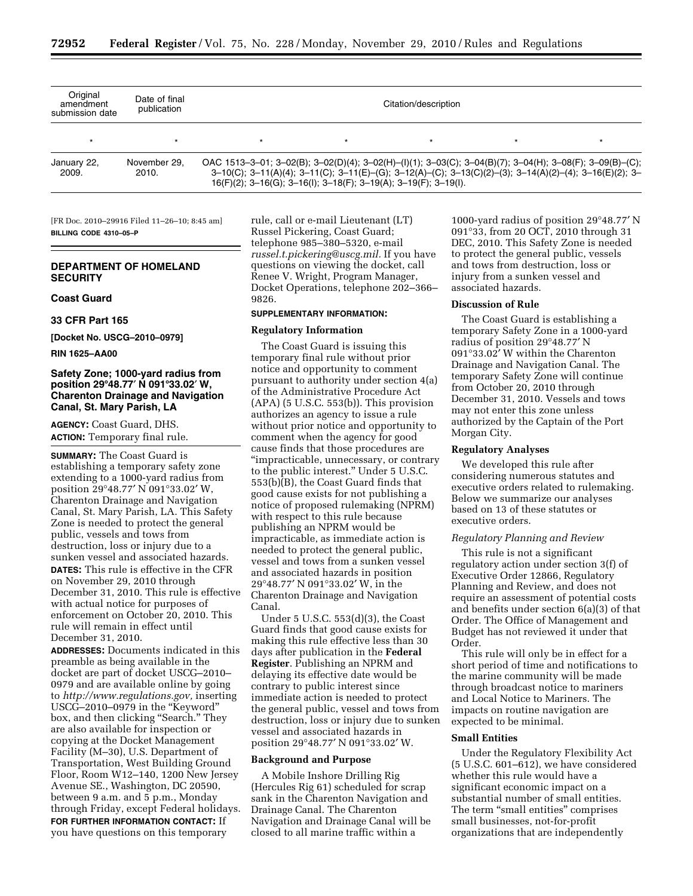| Original amendment submission date | Date of final publication | Citation/description |
|---|---|---|
| * | * | * * * * * |
| January 22, 2009. | November 29, 2010. | OAC 1513–3–01; 3–02(B); 3–02(D)(4); 3–02(H)–(I)(1); 3–03(C); 3–04(B)(7); 3–04(H); 3–08(F); 3–09(B)–(C); 3–10(C); 3–11(A)(4); 3–11(C); 3–11(E)–(G); 3–12(A)–(C); 3–13(C)(2)–(3); 3–14(A)(2)–(4); 3–16(E)(2); 3–16(F)(2); 3–16(G); 3–16(I); 3–18(F); 3–19(A); 3–19(F); 3–19(I). |

[FR Doc. 2010–29916 Filed 11–26–10; 8:45 am]

**BILLING CODE 4310–05–P**

## DEPARTMENT OF HOMELAND SECURITY

### Coast Guard

### 33 CFR Part 165

**[Docket No. USCG–2010–0979]**

**RIN 1625–AA00**

### Safety Zone; 1000-yard radius from position 29°48.77′ N 091°33.02′ W, Charenton Drainage and Navigation Canal, St. Mary Parish, LA

**AGENCY:** Coast Guard, DHS.

**ACTION:** Temporary final rule.

**SUMMARY:** The Coast Guard is establishing a temporary safety zone extending to a 1000-yard radius from position 29°48.77′ N 091°33.02′ W, Charenton Drainage and Navigation Canal, St. Mary Parish, LA. This Safety Zone is needed to protect the general public, vessels and tows from destruction, loss or injury due to a sunken vessel and associated hazards.

**DATES:** This rule is effective in the CFR on November 29, 2010 through December 31, 2010. This rule is effective with actual notice for purposes of enforcement on October 20, 2010. This rule will remain in effect until December 31, 2010.

**ADDRESSES:** Documents indicated in this preamble as being available in the docket are part of docket USCG–2010–0979 and are available online by going to *http://www.regulations.gov,* inserting USCG–2010–0979 in the "Keyword" box, and then clicking "Search." They are also available for inspection or copying at the Docket Management Facility (M–30), U.S. Department of Transportation, West Building Ground Floor, Room W12–140, 1200 New Jersey Avenue SE., Washington, DC 20590, between 9 a.m. and 5 p.m., Monday through Friday, except Federal holidays.

**FOR FURTHER INFORMATION CONTACT:** If you have questions on this temporary rule, call or e-mail Lieutenant (LT) Russel Pickering, Coast Guard; telephone 985–380–5320, e-mail *russel.t.pickering@uscg.mil.* If you have questions on viewing the docket, call Renee V. Wright, Program Manager, Docket Operations, telephone 202–366–9826.

**SUPPLEMENTARY INFORMATION:**

#### Regulatory Information

The Coast Guard is issuing this temporary final rule without prior notice and opportunity to comment pursuant to authority under section 4(a) of the Administrative Procedure Act (APA) (5 U.S.C. 553(b)). This provision authorizes an agency to issue a rule without prior notice and opportunity to comment when the agency for good cause finds that those procedures are "impracticable, unnecessary, or contrary to the public interest." Under 5 U.S.C. 553(b)(B), the Coast Guard finds that good cause exists for not publishing a notice of proposed rulemaking (NPRM) with respect to this rule because publishing an NPRM would be impracticable, as immediate action is needed to protect the general public, vessel and tows from a sunken vessel and associated hazards in position 29°48.77′ N 091°33.02′ W, in the Charenton Drainage and Navigation Canal.

Under 5 U.S.C. 553(d)(3), the Coast Guard finds that good cause exists for making this rule effective less than 30 days after publication in the **Federal Register**. Publishing an NPRM and delaying its effective date would be contrary to public interest since immediate action is needed to protect the general public, vessel and tows from destruction, loss or injury due to sunken vessel and associated hazards in position 29°48.77′ N 091°33.02′ W.

#### Background and Purpose

A Mobile Inshore Drilling Rig (Hercules Rig 61) scheduled for scrap sank in the Charenton Navigation and Drainage Canal. The Charenton Navigation and Drainage Canal will be closed to all marine traffic within a 1000-yard radius of position 29°48.77′ N 091°33, from 20 OCT, 2010 through 31 DEC, 2010. This Safety Zone is needed to protect the general public, vessels and tows from destruction, loss or injury from a sunken vessel and associated hazards.

#### Discussion of Rule

The Coast Guard is establishing a temporary Safety Zone in a 1000-yard radius of position 29°48.77′ N 091°33.02′ W within the Charenton Drainage and Navigation Canal. The temporary Safety Zone will continue from October 20, 2010 through December 31, 2010. Vessels and tows may not enter this zone unless authorized by the Captain of the Port Morgan City.

#### Regulatory Analyses

We developed this rule after considering numerous statutes and executive orders related to rulemaking. Below we summarize our analyses based on 13 of these statutes or executive orders.

*Regulatory Planning and Review*

This rule is not a significant regulatory action under section 3(f) of Executive Order 12866, Regulatory Planning and Review, and does not require an assessment of potential costs and benefits under section 6(a)(3) of that Order. The Office of Management and Budget has not reviewed it under that Order.

This rule will only be in effect for a short period of time and notifications to the marine community will be made through broadcast notice to mariners and Local Notice to Mariners. The impacts on routine navigation are expected to be minimal.

#### Small Entities

Under the Regulatory Flexibility Act (5 U.S.C. 601–612), we have considered whether this rule would have a significant economic impact on a substantial number of small entities. The term "small entities" comprises small businesses, not-for-profit organizations that are independently